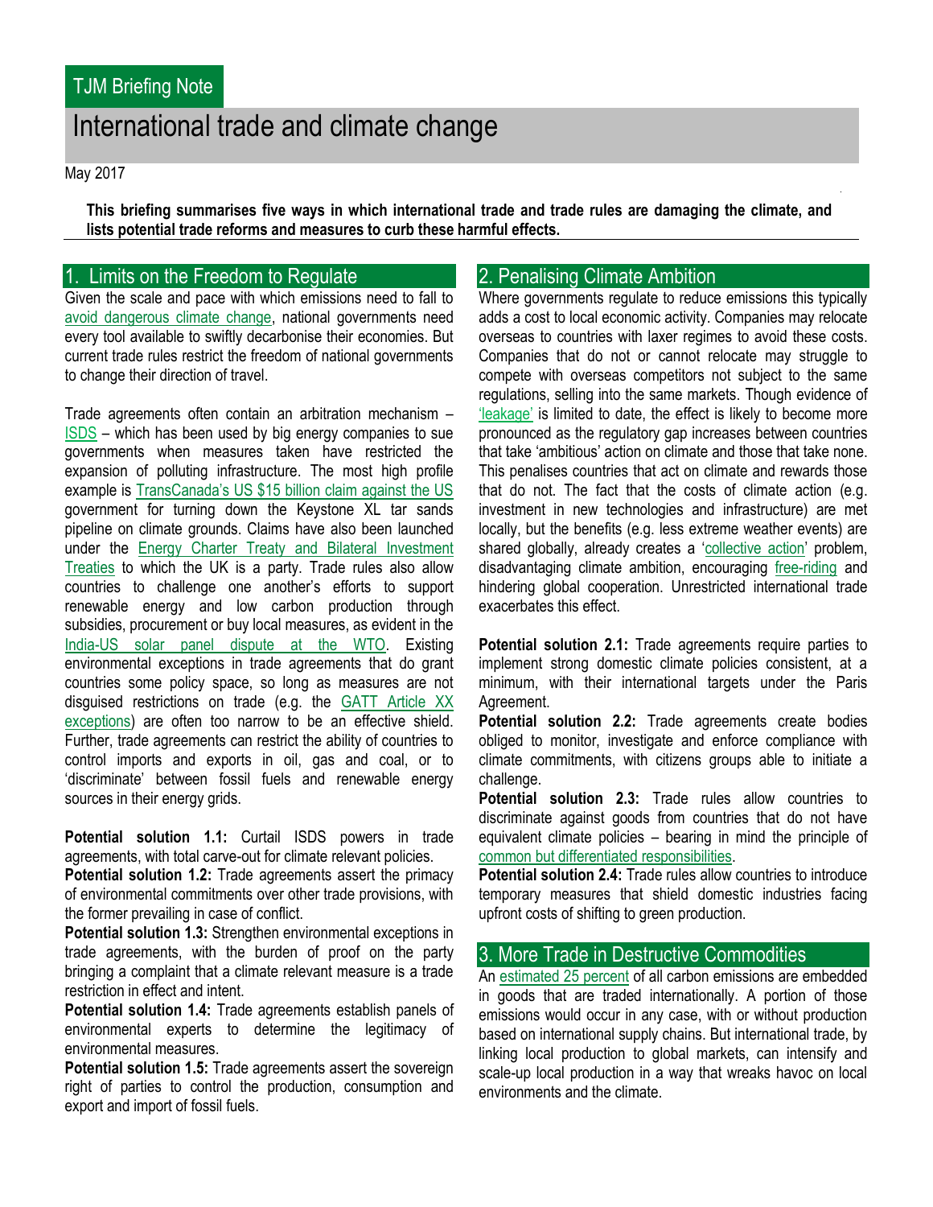TJM Briefing Note

# International trade and climate change

May 2017

**This briefing summarises five ways in which international trade and trade rules are damaging the climate, and lists potential trade reforms and measures to curb these harmful effects.**

## 1. Limits on the Freedom to Regulate

Given the scale and pace with which emissions need to fall to avoid dangerous climate change, national governments need every tool available to swiftly decarbonise their economies. But current trade rules restrict the freedom of national governments to change their direction of travel.

Trade agreements often contain an arbitration mechanism – ISDS – which has been used by big energy companies to sue governments when measures taken have restricted the expansion of polluting infrastructure. The most high profile example is TransCanada's US $15 billion claim against the US government for turning down the Keystone XL tar sands pipeline on climate grounds. Claims have also been launched under the Energy Charter Treaty and Bilateral Investment Treaties to which the UK is a party. Trade rules also allow countries to challenge one another's efforts to support renewable energy and low carbon production through subsidies, procurement or buy local measures, as evident in the India-US solar panel dispute at the WTO. Existing environmental exceptions in trade agreements that do grant countries some policy space, so long as measures are not disguised restrictions on trade (e.g. the GATT Article XX exceptions) are often too narrow to be an effective shield. Further, trade agreements can restrict the ability of countries to control imports and exports in oil, gas and coal, or to 'discriminate' between fossil fuels and renewable energy sources in their energy grids.

**Potential solution 1.1:** Curtail ISDS powers in trade agreements, with total carve-out for climate relevant policies.

**Potential solution 1.2:** Trade agreements assert the primacy of environmental commitments over other trade provisions, with the former prevailing in case of conflict.

**Potential solution 1.3:** Strengthen environmental exceptions in trade agreements, with the burden of proof on the party bringing a complaint that a climate relevant measure is a trade restriction in effect and intent.

**Potential solution 1.4:** Trade agreements establish panels of environmental experts to determine the legitimacy of environmental measures.

**Potential solution 1.5:** Trade agreements assert the sovereign right of parties to control the production, consumption and export and import of fossil fuels.

## 2. Penalising Climate Ambition

Where governments regulate to reduce emissions this typically adds a cost to local economic activity. Companies may relocate overseas to countries with laxer regimes to avoid these costs. Companies that do not or cannot relocate may struggle to compete with overseas competitors not subject to the same regulations, selling into the same markets. Though evidence of 'leakage' is limited to date, the effect is likely to become more pronounced as the regulatory gap increases between countries that take 'ambitious' action on climate and those that take none. This penalises countries that act on climate and rewards those that do not. The fact that the costs of climate action (e.g. investment in new technologies and infrastructure) are met locally, but the benefits (e.g. less extreme weather events) are shared globally, already creates a 'collective action' problem, disadvantaging climate ambition, encouraging free-riding and hindering global cooperation. Unrestricted international trade exacerbates this effect.

**Potential solution 2.1:** Trade agreements require parties to implement strong domestic climate policies consistent, at a minimum, with their international targets under the Paris Agreement.

**Potential solution 2.2:** Trade agreements create bodies obliged to monitor, investigate and enforce compliance with climate commitments, with citizens groups able to initiate a challenge.

**Potential solution 2.3:** Trade rules allow countries to discriminate against goods from countries that do not have equivalent climate policies – bearing in mind the principle of common but differentiated responsibilities.

**Potential solution 2.4:** Trade rules allow countries to introduce temporary measures that shield domestic industries facing upfront costs of shifting to green production.

## 3. More Trade in Destructive Commodities

An estimated 25 percent of all carbon emissions are embedded in goods that are traded internationally. A portion of those emissions would occur in any case, with or without production based on international supply chains. But international trade, by linking local production to global markets, can intensify and scale-up local production in a way that wreaks havoc on local environments and the climate.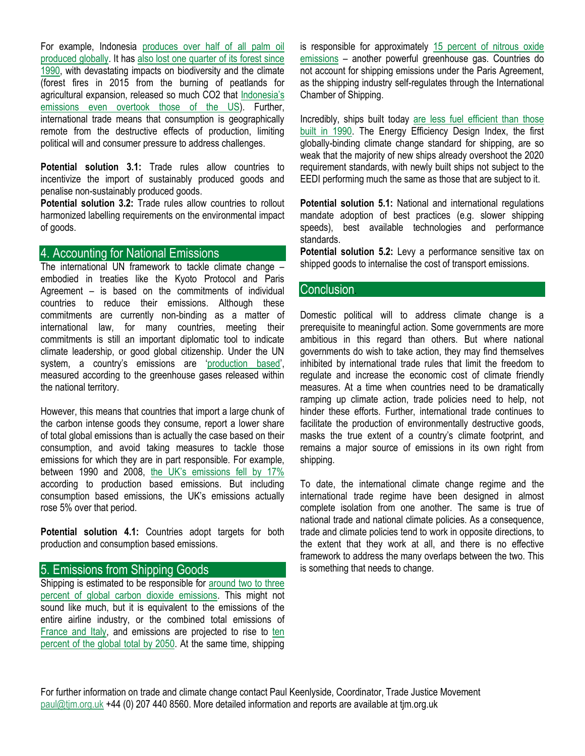For example, Indonesia produces over half of all palm oil produced globally. It has also lost one quarter of its forest since 1990, with devastating impacts on biodiversity and the climate (forest fires in 2015 from the burning of peatlands for agricultural expansion, released so much CO2 that Indonesia's emissions even overtook those of the US). Further, international trade means that consumption is geographically remote from the destructive effects of production, limiting political will and consumer pressure to address challenges.

**Potential solution 3.1:** Trade rules allow countries to incentivize the import of sustainably produced goods and penalise non-sustainably produced goods.

**Potential solution 3.2:** Trade rules allow countries to rollout harmonized labelling requirements on the environmental impact of goods.

## 4. Accounting for National Emissions

The international UN framework to tackle climate change – embodied in treaties like the Kyoto Protocol and Paris Agreement – is based on the commitments of individual countries to reduce their emissions. Although these commitments are currently non-binding as a matter of international law, for many countries, meeting their commitments is still an important diplomatic tool to indicate climate leadership, or good global citizenship. Under the UN system, a country's emissions are 'production based', measured according to the greenhouse gases released within the national territory.

However, this means that countries that import a large chunk of the carbon intense goods they consume, report a lower share of total global emissions than is actually the case based on their consumption, and avoid taking measures to tackle those emissions for which they are in part responsible. For example, between 1990 and 2008, the UK's emissions fell by 17% according to production based emissions. But including consumption based emissions, the UK's emissions actually rose 5% over that period.

**Potential solution 4.1:** Countries adopt targets for both production and consumption based emissions.

## 5. Emissions from Shipping Goods

Shipping is estimated to be responsible for around two to three percent of global carbon dioxide emissions. This might not sound like much, but it is equivalent to the emissions of the entire airline industry, or the combined total emissions of France and Italy, and emissions are projected to rise to ten percent of the global total by 2050. At the same time, shipping is responsible for approximately 15 percent of nitrous oxide emissions – another powerful greenhouse gas. Countries do not account for shipping emissions under the Paris Agreement, as the shipping industry self-regulates through the International Chamber of Shipping.

Incredibly, ships built today are less fuel efficient than those built in 1990. The Energy Efficiency Design Index, the first globally-binding climate change standard for shipping, are so weak that the majority of new ships already overshoot the 2020 requirement standards, with newly built ships not subject to the EEDI performing much the same as those that are subject to it.

**Potential solution 5.1:** National and international regulations mandate adoption of best practices (e.g. slower shipping speeds), best available technologies and performance standards.

**Potential solution 5.2:** Levy a performance sensitive tax on shipped goods to internalise the cost of transport emissions.

## Conclusion

Domestic political will to address climate change is a prerequisite to meaningful action. Some governments are more ambitious in this regard than others. But where national governments do wish to take action, they may find themselves inhibited by international trade rules that limit the freedom to regulate and increase the economic cost of climate friendly measures. At a time when countries need to be dramatically ramping up climate action, trade policies need to help, not hinder these efforts. Further, international trade continues to facilitate the production of environmentally destructive goods, masks the true extent of a country's climate footprint, and remains a major source of emissions in its own right from shipping.

To date, the international climate change regime and the international trade regime have been designed in almost complete isolation from one another. The same is true of national trade and national climate policies. As a consequence, trade and climate policies tend to work in opposite directions, to the extent that they work at all, and there is no effective framework to address the many overlaps between the two. This is something that needs to change.

For further information on trade and climate change contact Paul Keenlyside, Coordinator, Trade Justice Movement paul@tjm.org.uk +44 (0) 207 440 8560. More detailed information and reports are available at tjm.org.uk